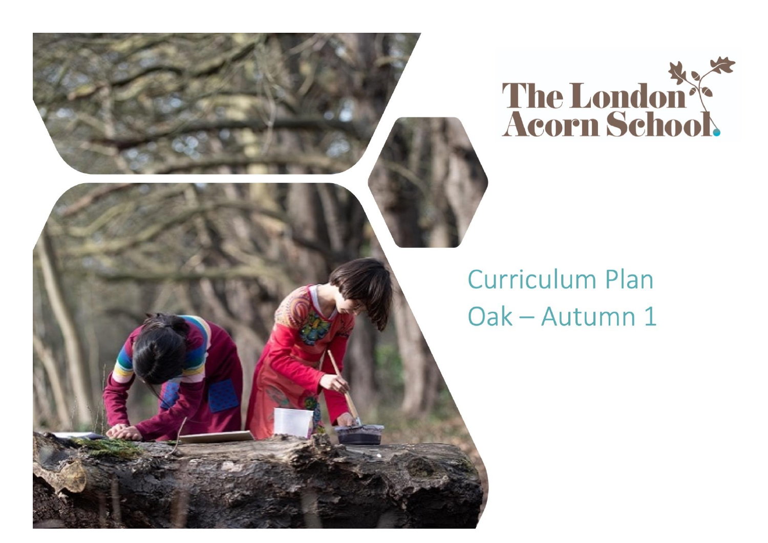The London Acorn School

# Curriculum Plan

## Oak – Autumn 1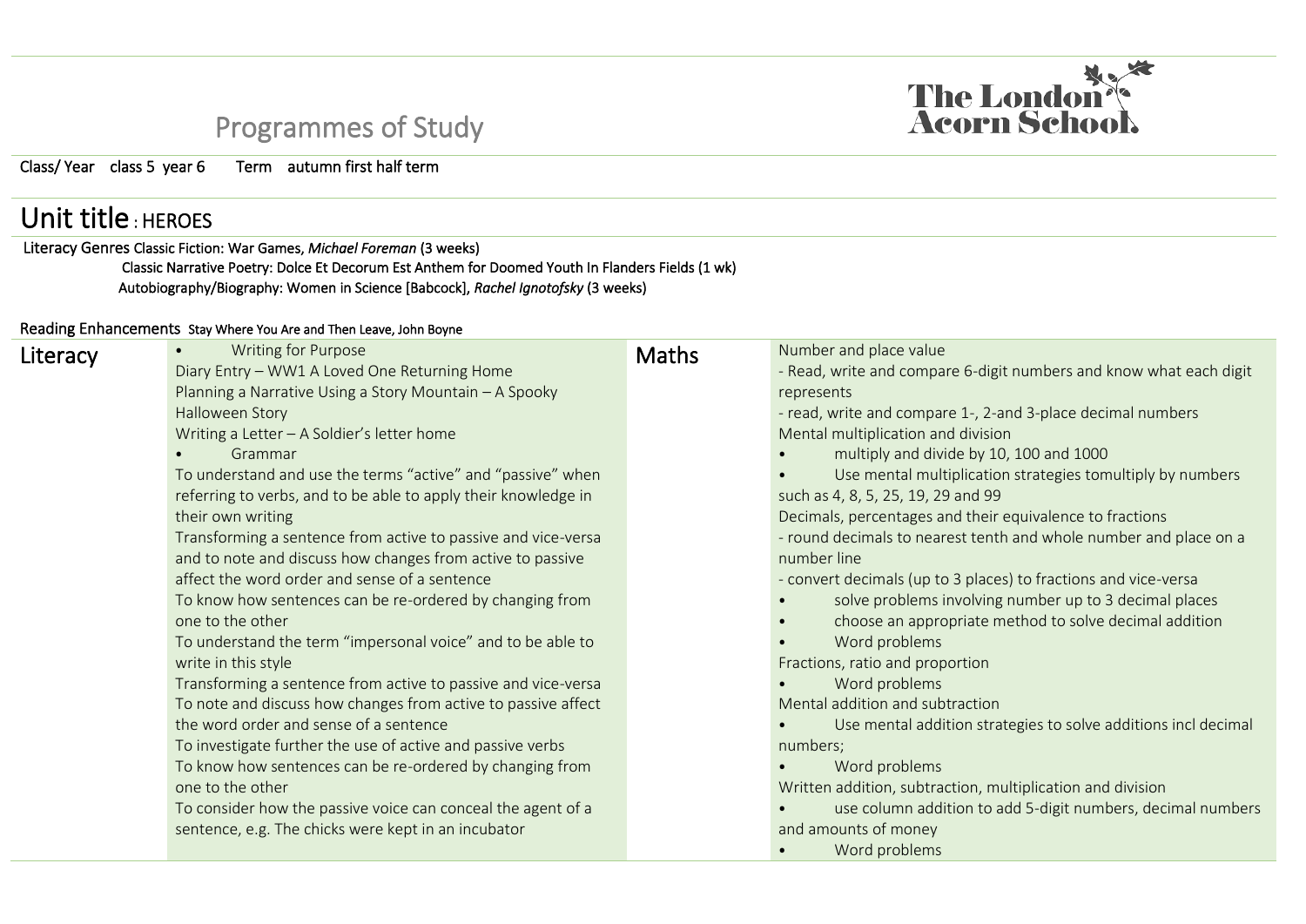# Programmes of Study

The London Acorn School

Class/ Year class 5 year 6 Term autumn first half term

## Unit title : HEROES

Literacy Genres Classic Fiction: War Games, *Michael Foreman* (3 weeks)
Classic Narrative Poetry: Dolce Et Decorum Est Anthem for Doomed Youth In Flanders Fields (1 wk)
Autobiography/Biography: Women in Science [Babcock], *Rachel Ignotofsky* (3 weeks)

Reading Enhancements Stay Where You Are and Then Leave, John Boyne

| Literacy | | Maths | |
|---|---|---|---|
| | • Writing for Purpose<br>Diary Entry – WW1 A Loved One Returning Home<br>Planning a Narrative Using a Story Mountain – A Spooky Halloween Story<br>Writing a Letter – A Soldier's letter home<br>• Grammar<br>To understand and use the terms "active" and "passive" when referring to verbs, and to be able to apply their knowledge in their own writing<br>Transforming a sentence from active to passive and vice-versa and to note and discuss how changes from active to passive affect the word order and sense of a sentence<br>To know how sentences can be re-ordered by changing from one to the other<br>To understand the term "impersonal voice" and to be able to write in this style<br>Transforming a sentence from active to passive and vice-versa<br>To note and discuss how changes from active to passive affect the word order and sense of a sentence<br>To investigate further the use of active and passive verbs<br>To know how sentences can be re-ordered by changing from one to the other<br>To consider how the passive voice can conceal the agent of a sentence, e.g. The chicks were kept in an incubator | | Number and place value<br>- Read, write and compare 6-digit numbers and know what each digit represents<br>- read, write and compare 1-, 2-and 3-place decimal numbers<br>Mental multiplication and division<br>• multiply and divide by 10, 100 and 1000<br>• Use mental multiplication strategies tomultiply by numbers such as 4, 8, 5, 25, 19, 29 and 99<br>Decimals, percentages and their equivalence to fractions<br>- round decimals to nearest tenth and whole number and place on a number line<br>- convert decimals (up to 3 places) to fractions and vice-versa<br>• solve problems involving number up to 3 decimal places<br>• choose an appropriate method to solve decimal addition<br>• Word problems<br>Fractions, ratio and proportion<br>• Word problems<br>Mental addition and subtraction<br>• Use mental addition strategies to solve additions incl decimal numbers;<br>• Word problems<br>Written addition, subtraction, multiplication and division<br>• use column addition to add 5-digit numbers, decimal numbers and amounts of money<br>• Word problems |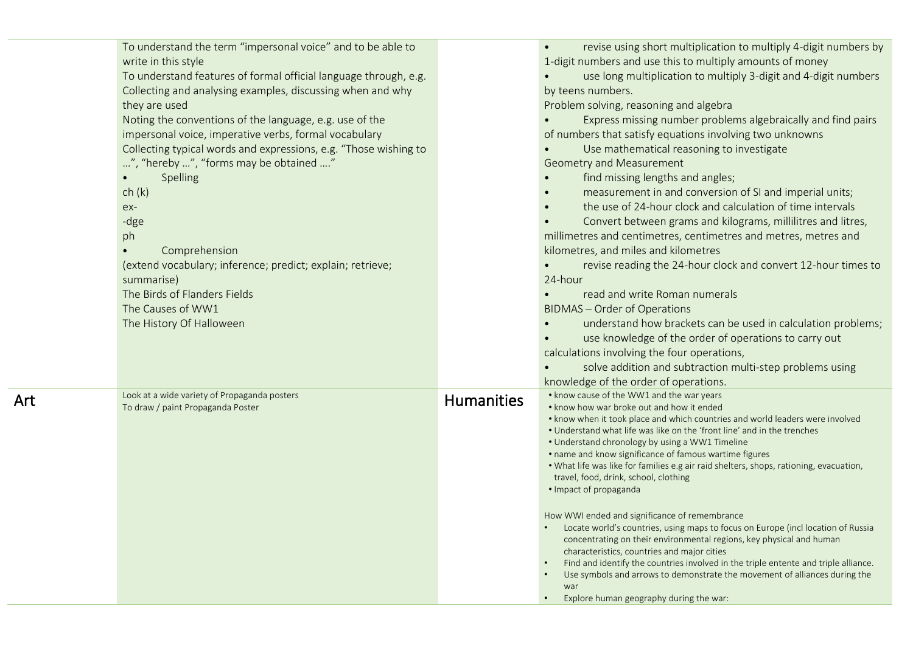| | | | |
|---|---|---|---|
| | To understand the term "impersonal voice" and to be able to write in this style<br>To understand features of formal official language through, e.g. Collecting and analysing examples, discussing when and why they are used<br>Noting the conventions of the language, e.g. use of the impersonal voice, imperative verbs, formal vocabulary<br>Collecting typical words and expressions, e.g. "Those wishing to …", "hereby …", "forms may be obtained …."<br>• Spelling<br>ch (k)<br>ex-<br>-dge<br>ph<br>• Comprehension<br>(extend vocabulary; inference; predict; explain; retrieve; summarise)<br>The Birds of Flanders Fields<br>The Causes of WW1<br>The History Of Halloween | | • revise using short multiplication to multiply 4-digit numbers by 1-digit numbers and use this to multiply amounts of money<br>• use long multiplication to multiply 3-digit and 4-digit numbers by teens numbers.<br>Problem solving, reasoning and algebra<br>• Express missing number problems algebraically and find pairs of numbers that satisfy equations involving two unknowns<br>• Use mathematical reasoning to investigate<br>Geometry and Measurement<br>• find missing lengths and angles;<br>• measurement in and conversion of SI and imperial units;<br>• the use of 24-hour clock and calculation of time intervals<br>• Convert between grams and kilograms, millilitres and litres, millimetres and centimetres, centimetres and metres, metres and kilometres, and miles and kilometres<br>• revise reading the 24-hour clock and convert 12-hour times to 24-hour<br>• read and write Roman numerals<br>BIDMAS – Order of Operations<br>• understand how brackets can be used in calculation problems;<br>• use knowledge of the order of operations to carry out calculations involving the four operations,<br>• solve addition and subtraction multi-step problems using knowledge of the order of operations. |
| Art | Look at a wide variety of Propaganda posters<br>To draw / paint Propaganda Poster | Humanities | • know cause of the WW1 and the war years<br>• know how war broke out and how it ended<br>• know when it took place and which countries and world leaders were involved<br>• Understand what life was like on the 'front line' and in the trenches<br>• Understand chronology by using a WW1 Timeline<br>• name and know significance of famous wartime figures<br>• What life was like for families e.g air raid shelters, shops, rationing, evacuation, travel, food, drink, school, clothing<br>• Impact of propaganda<br><br>How WWI ended and significance of remembrance<br>• Locate world's countries, using maps to focus on Europe (incl location of Russia concentrating on their environmental regions, key physical and human characteristics, countries and major cities<br>• Find and identify the countries involved in the triple entente and triple alliance.<br>• Use symbols and arrows to demonstrate the movement of alliances during the war<br>• Explore human geography during the war: |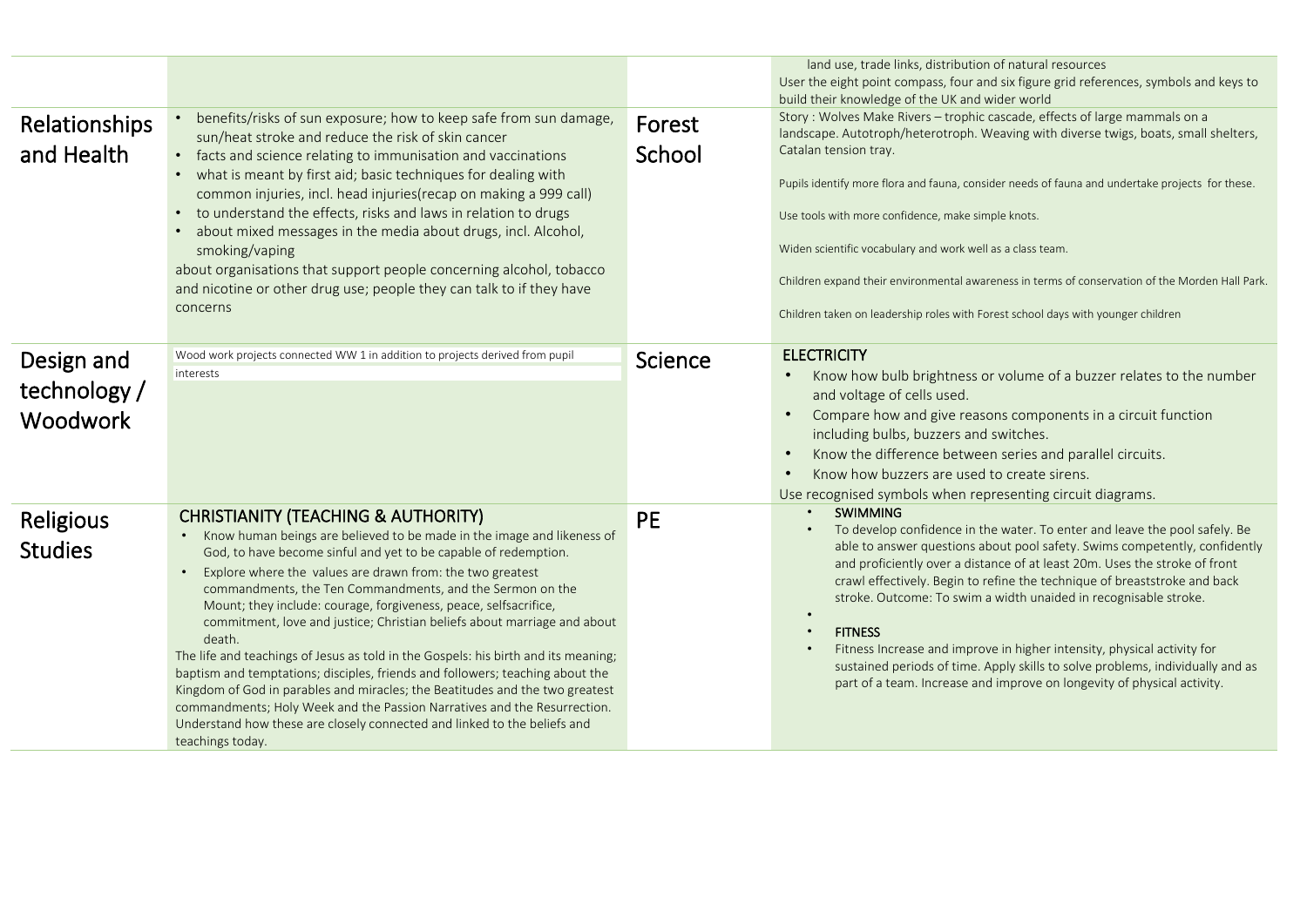| | | | |
|---|---|---|---|
| | | | land use, trade links, distribution of natural resources<br>User the eight point compass, four and six figure grid references, symbols and keys to build their knowledge of the UK and wider world |
| Relationships and Health | • benefits/risks of sun exposure; how to keep safe from sun damage, sun/heat stroke and reduce the risk of skin cancer<br>• facts and science relating to immunisation and vaccinations<br>• what is meant by first aid; basic techniques for dealing with common injuries, incl. head injuries(recap on making a 999 call)<br>• to understand the effects, risks and laws in relation to drugs<br>• about mixed messages in the media about drugs, incl. Alcohol, smoking/vaping<br>about organisations that support people concerning alcohol, tobacco and nicotine or other drug use; people they can talk to if they have concerns | Forest School | Story : Wolves Make Rivers – trophic cascade, effects of large mammals on a landscape. Autotroph/heterotroph. Weaving with diverse twigs, boats, small shelters, Catalan tension tray.<br><br>Pupils identify more flora and fauna, consider needs of fauna and undertake projects for these.<br><br>Use tools with more confidence, make simple knots.<br><br>Widen scientific vocabulary and work well as a class team.<br><br>Children expand their environmental awareness in terms of conservation of the Morden Hall Park.<br><br>Children taken on leadership roles with Forest school days with younger children |
| Design and technology / Woodwork | Wood work projects connected WW 1 in addition to projects derived from pupil interests | Science | **ELECTRICITY**<br>• Know how bulb brightness or volume of a buzzer relates to the number and voltage of cells used.<br>• Compare how and give reasons components in a circuit function including bulbs, buzzers and switches.<br>• Know the difference between series and parallel circuits.<br>• Know how buzzers are used to create sirens.<br>Use recognised symbols when representing circuit diagrams. |
| Religious Studies | **CHRISTIANITY (TEACHING & AUTHORITY)**<br>• Know human beings are believed to be made in the image and likeness of God, to have become sinful and yet to be capable of redemption.<br>• Explore where the values are drawn from: the two greatest commandments, the Ten Commandments, and the Sermon on the Mount; they include: courage, forgiveness, peace, selfsacrifice, commitment, love and justice; Christian beliefs about marriage and about death.<br>The life and teachings of Jesus as told in the Gospels: his birth and its meaning; baptism and temptations; disciples, friends and followers; teaching about the Kingdom of God in parables and miracles; the Beatitudes and the two greatest commandments; Holy Week and the Passion Narratives and the Resurrection. Understand how these are closely connected and linked to the beliefs and teachings today. | PE | • **SWIMMING**<br>• To develop confidence in the water. To enter and leave the pool safely. Be able to answer questions about pool safety. Swims competently, confidently and proficiently over a distance of at least 20m. Uses the stroke of front crawl effectively. Begin to refine the technique of breaststroke and back stroke. Outcome: To swim a width unaided in recognisable stroke.<br>•<br>• **FITNESS**<br>• Fitness Increase and improve in higher intensity, physical activity for sustained periods of time. Apply skills to solve problems, individually and as part of a team. Increase and improve on longevity of physical activity. |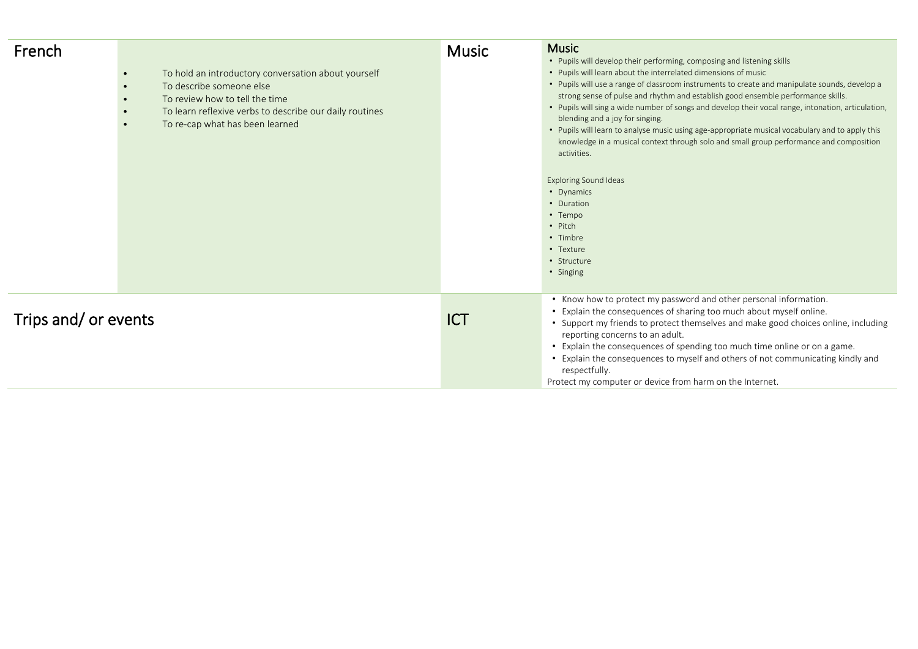| | | | |
|---|---|---|---|
| French | • To hold an introductory conversation about yourself<br>• To describe someone else<br>• To review how to tell the time<br>• To learn reflexive verbs to describe our daily routines<br>• To re-cap what has been learned | Music | Music<br>• Pupils will develop their performing, composing and listening skills<br>• Pupils will learn about the interrelated dimensions of music<br>• Pupils will use a range of classroom instruments to create and manipulate sounds, develop a strong sense of pulse and rhythm and establish good ensemble performance skills.<br>• Pupils will sing a wide number of songs and develop their vocal range, intonation, articulation, blending and a joy for singing.<br>• Pupils will learn to analyse music using age-appropriate musical vocabulary and to apply this knowledge in a musical context through solo and small group performance and composition activities.<br><br>Exploring Sound Ideas<br>• Dynamics<br>• Duration<br>• Tempo<br>• Pitch<br>• Timbre<br>• Texture<br>• Structure<br>• Singing |
| Trips and/ or events | | ICT | • Know how to protect my password and other personal information.<br>• Explain the consequences of sharing too much about myself online.<br>• Support my friends to protect themselves and make good choices online, including reporting concerns to an adult.<br>• Explain the consequences of spending too much time online or on a game.<br>• Explain the consequences to myself and others of not communicating kindly and respectfully.<br>Protect my computer or device from harm on the Internet. |